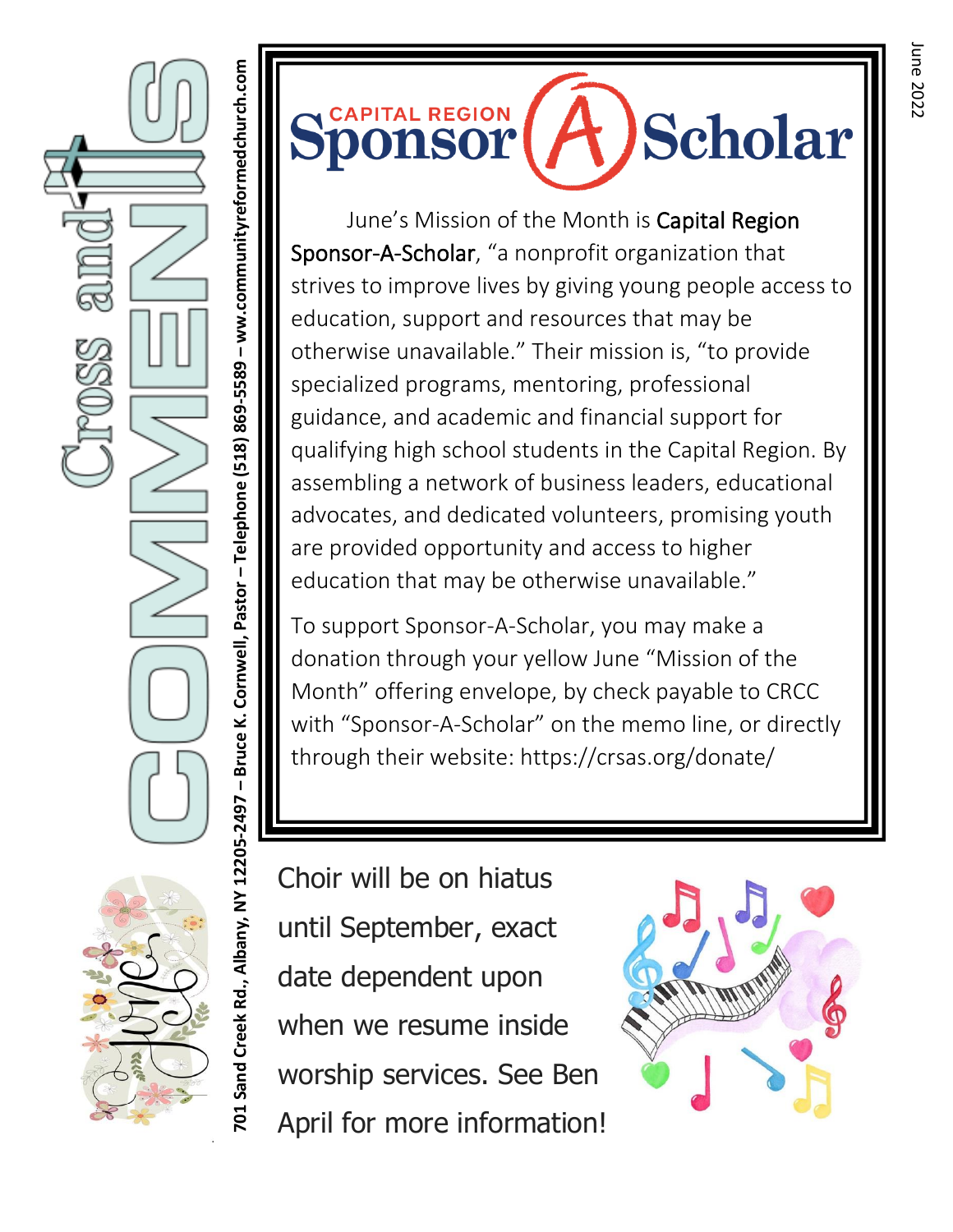# Cross and COMMENTS

701 Sand Creek Rd., Albany, NY 12205-2497 – Bruce K. Cornwell, Pastor – Telephone (518) 869-5589 – ww.communityreformedchurch.com

June 2022

## CAPITAL REGION Sponsor A Scholar

June's Mission of the Month is Capital Region Sponsor-A-Scholar, "a nonprofit organization that strives to improve lives by giving young people access to education, support and resources that may be otherwise unavailable." Their mission is, "to provide specialized programs, mentoring, professional guidance, and academic and financial support for qualifying high school students in the Capital Region. By assembling a network of business leaders, educational advocates, and dedicated volunteers, promising youth are provided opportunity and access to higher education that may be otherwise unavailable."

To support Sponsor-A-Scholar, you may make a donation through your yellow June "Mission of the Month" offering envelope, by check payable to CRCC with "Sponsor-A-Scholar" on the memo line, or directly through their website: https://crsas.org/donate/

Choir will be on hiatus until September, exact date dependent upon when we resume inside worship services. See Ben April for more information!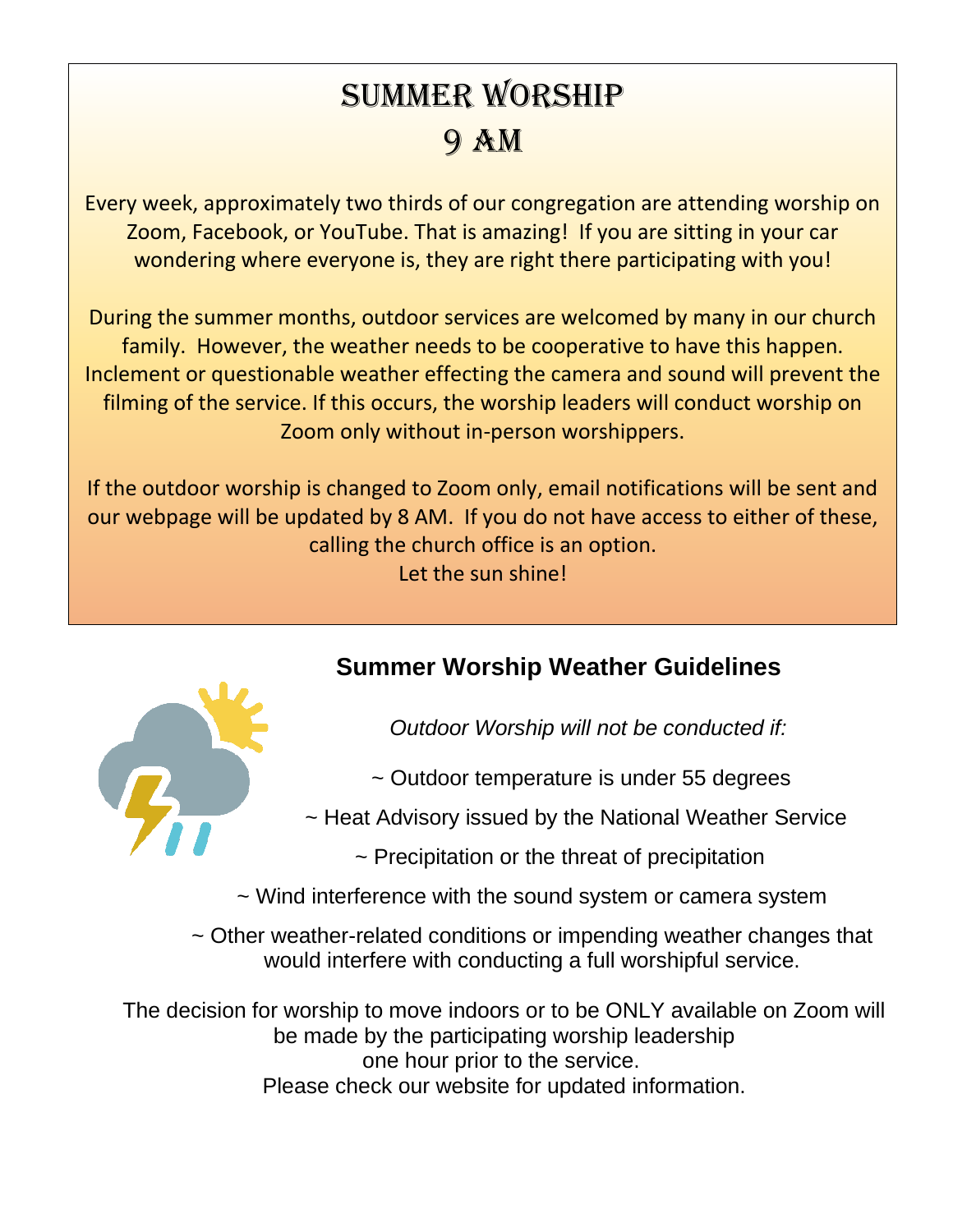# Summer Worship
# 9 AM

Every week, approximately two thirds of our congregation are attending worship on Zoom, Facebook, or YouTube. That is amazing! If you are sitting in your car wondering where everyone is, they are right there participating with you!

During the summer months, outdoor services are welcomed by many in our church family. However, the weather needs to be cooperative to have this happen. Inclement or questionable weather effecting the camera and sound will prevent the filming of the service. If this occurs, the worship leaders will conduct worship on Zoom only without in-person worshippers.

If the outdoor worship is changed to Zoom only, email notifications will be sent and our webpage will be updated by 8 AM. If you do not have access to either of these, calling the church office is an option.
Let the sun shine!

## Summer Worship Weather Guidelines

*Outdoor Worship will not be conducted if:*

~ Outdoor temperature is under 55 degrees

~ Heat Advisory issued by the National Weather Service

~ Precipitation or the threat of precipitation

~ Wind interference with the sound system or camera system

~ Other weather-related conditions or impending weather changes that would interfere with conducting a full worshipful service.

The decision for worship to move indoors or to be ONLY available on Zoom will be made by the participating worship leadership one hour prior to the service.
Please check our website for updated information.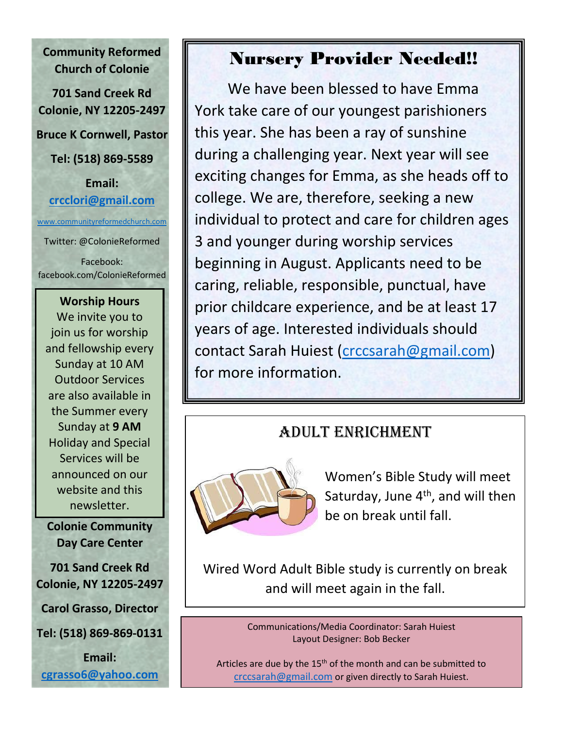**Community Reformed Church of Colonie**

**701 Sand Creek Rd**
**Colonie, NY 12205-2497**

**Bruce K Cornwell, Pastor**

**Tel: (518) 869-5589**

**Email:**
**crcclori@gmail.com**

www.communityreformedchurch.com

Twitter: @ColonieReformed

Facebook:
facebook.com/ColonieReformed

**Worship Hours**

We invite you to join us for worship and fellowship every Sunday at 10 AM Outdoor Services are also available in the Summer every Sunday at **9 AM** Holiday and Special Services will be announced on our website and this newsletter.

**Colonie Community Day Care Center**

**701 Sand Creek Rd**
**Colonie, NY 12205-2497**

**Carol Grasso, Director**

**Tel: (518) 869-869-0131**

**Email:**
**cgrasso6@yahoo.com**

# Nursery Provider Needed!!

We have been blessed to have Emma York take care of our youngest parishioners this year. She has been a ray of sunshine during a challenging year. Next year will see exciting changes for Emma, as she heads off to college. We are, therefore, seeking a new individual to protect and care for children ages 3 and younger during worship services beginning in August. Applicants need to be caring, reliable, responsible, punctual, have prior childcare experience, and be at least 17 years of age. Interested individuals should contact Sarah Huiest (crccsarah@gmail.com) for more information.

## Adult Enrichment

Women's Bible Study will meet Saturday, June 4th, and will then be on break until fall.

Wired Word Adult Bible study is currently on break and will meet again in the fall.

Communications/Media Coordinator: Sarah Huiest
Layout Designer: Bob Becker

Articles are due by the 15th of the month and can be submitted to crccsarah@gmail.com or given directly to Sarah Huiest.